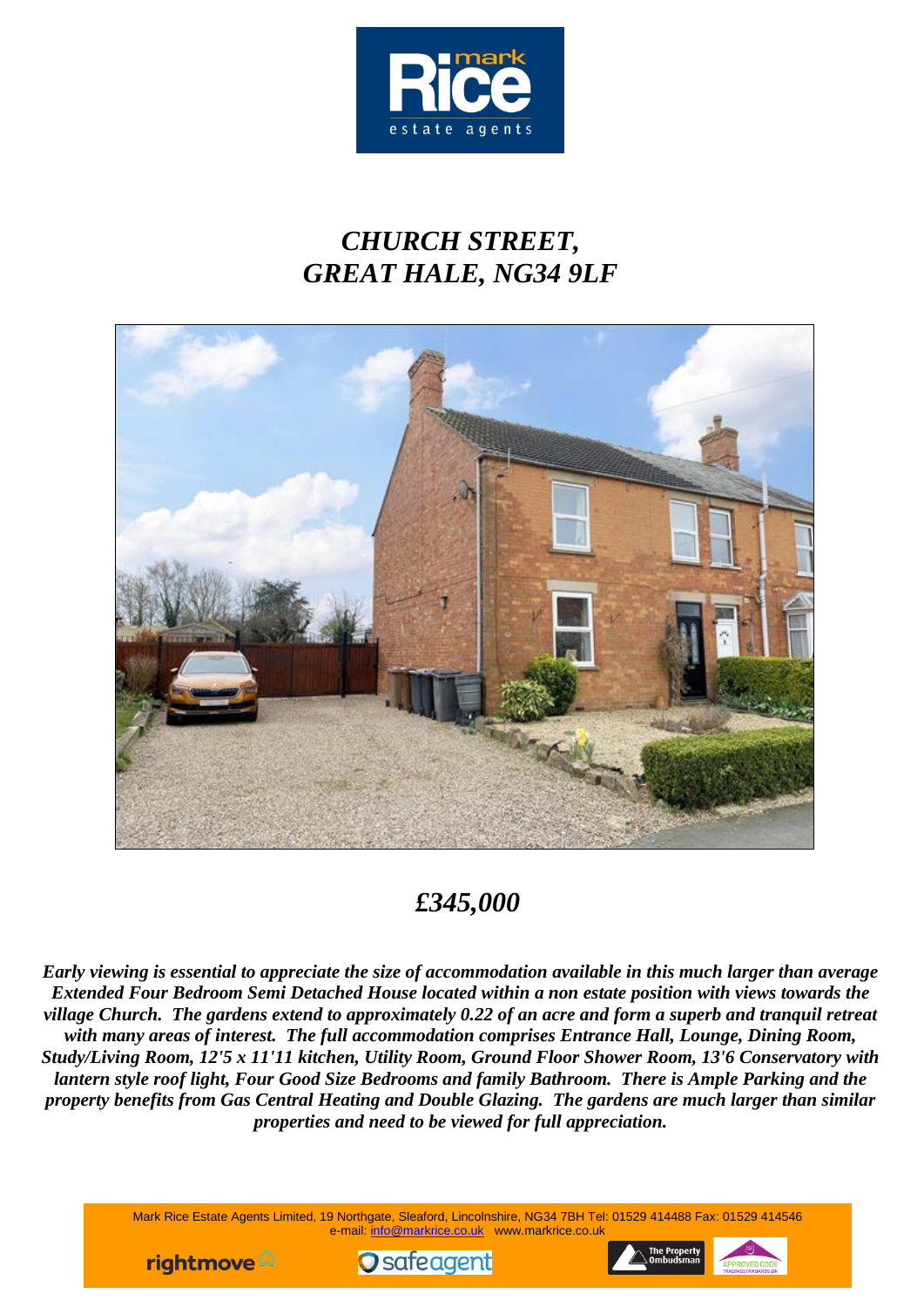# *CHURCH STREET, GREAT HALE, NG34 9LF*

## *£345,000*

***Early viewing is essential to appreciate the size of accommodation available in this much larger than average Extended Four Bedroom Semi Detached House located within a non estate position with views towards the village Church. The gardens extend to approximately 0.22 of an acre and form a superb and tranquil retreat with many areas of interest. The full accommodation comprises Entrance Hall, Lounge, Dining Room, Study/Living Room, 12'5 x 11'11 kitchen, Utility Room, Ground Floor Shower Room, 13'6 Conservatory with lantern style roof light, Four Good Size Bedrooms and family Bathroom. There is Ample Parking and the property benefits from Gas Central Heating and Double Glazing. The gardens are much larger than similar properties and need to be viewed for full appreciation.***

Mark Rice Estate Agents Limited, 19 Northgate, Sleaford, Lincolnshire, NG34 7BH Tel: 01529 414488 Fax: 01529 414546
e-mail: info@markrice.co.uk www.markrice.co.uk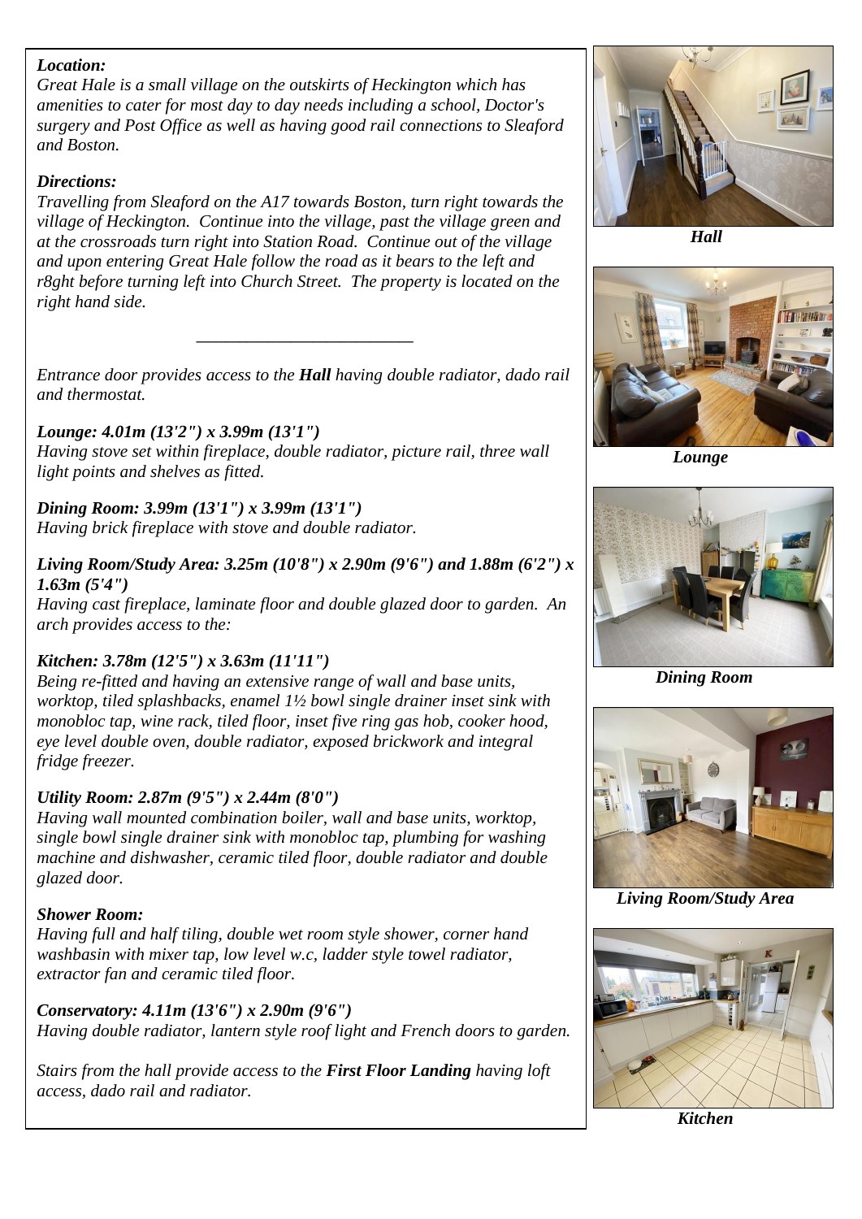***Location:***
*Great Hale is a small village on the outskirts of Heckington which has amenities to cater for most day to day needs including a school, Doctor's surgery and Post Office as well as having good rail connections to Sleaford and Boston.*

***Directions:***
*Travelling from Sleaford on the A17 towards Boston, turn right towards the village of Heckington. Continue into the village, past the village green and at the crossroads turn right into Station Road. Continue out of the village and upon entering Great Hale follow the road as it bears to the left and r8ght before turning left into Church Street. The property is located on the right hand side.*

---

*Entrance door provides access to the* ***Hall*** *having double radiator, dado rail and thermostat.*

***Lounge: 4.01m (13'2") x 3.99m (13'1")***
*Having stove set within fireplace, double radiator, picture rail, three wall light points and shelves as fitted.*

***Dining Room: 3.99m (13'1") x 3.99m (13'1")***
*Having brick fireplace with stove and double radiator.*

***Living Room/Study Area: 3.25m (10'8") x 2.90m (9'6") and 1.88m (6'2") x 1.63m (5'4")***
*Having cast fireplace, laminate floor and double glazed door to garden. An arch provides access to the:*

***Kitchen: 3.78m (12'5") x 3.63m (11'11")***
*Being re-fitted and having an extensive range of wall and base units, worktop, tiled splashbacks, enamel 1½ bowl single drainer inset sink with monobloc tap, wine rack, tiled floor, inset five ring gas hob, cooker hood, eye level double oven, double radiator, exposed brickwork and integral fridge freezer.*

***Utility Room: 2.87m (9'5") x 2.44m (8'0")***
*Having wall mounted combination boiler, wall and base units, worktop, single bowl single drainer sink with monobloc tap, plumbing for washing machine and dishwasher, ceramic tiled floor, double radiator and double glazed door.*

***Shower Room:***
*Having full and half tiling, double wet room style shower, corner hand washbasin with mixer tap, low level w.c, ladder style towel radiator, extractor fan and ceramic tiled floor.*

***Conservatory: 4.11m (13'6") x 2.90m (9'6")***
*Having double radiator, lantern style roof light and French doors to garden.*

*Stairs from the hall provide access to the* ***First Floor Landing*** *having loft access, dado rail and radiator.*

***Hall***

***Lounge***

***Dining Room***

***Living Room/Study Area***

***Kitchen***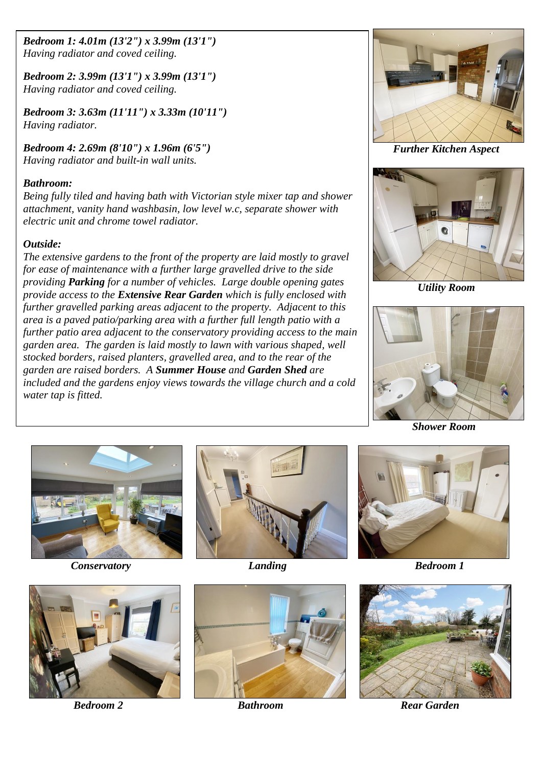***Bedroom 1: 4.01m (13'2") x 3.99m (13'1")***
*Having radiator and coved ceiling.*

***Bedroom 2: 3.99m (13'1") x 3.99m (13'1")***
*Having radiator and coved ceiling.*

***Bedroom 3: 3.63m (11'11") x 3.33m (10'11")***
*Having radiator.*

***Bedroom 4: 2.69m (8'10") x 1.96m (6'5")***
*Having radiator and built-in wall units.*

***Bathroom:***
*Being fully tiled and having bath with Victorian style mixer tap and shower attachment, vanity hand washbasin, low level w.c, separate shower with electric unit and chrome towel radiator.*

***Outside:***
*The extensive gardens to the front of the property are laid mostly to gravel for ease of maintenance with a further large gravelled drive to the side providing **Parking** for a number of vehicles. Large double opening gates provide access to the **Extensive Rear Garden** which is fully enclosed with further gravelled parking areas adjacent to the property. Adjacent to this area is a paved patio/parking area with a further full length patio with a further patio area adjacent to the conservatory providing access to the main garden area. The garden is laid mostly to lawn with various shaped, well stocked borders, raised planters, gravelled area, and to the rear of the garden are raised borders. A **Summer House** and **Garden Shed** are included and the gardens enjoy views towards the village church and a cold water tap is fitted.*

***Further Kitchen Aspect***

***Utility Room***

***Shower Room***

***Conservatory***

***Landing***

***Bedroom 1***

***Bedroom 2***

***Bathroom***

***Rear Garden***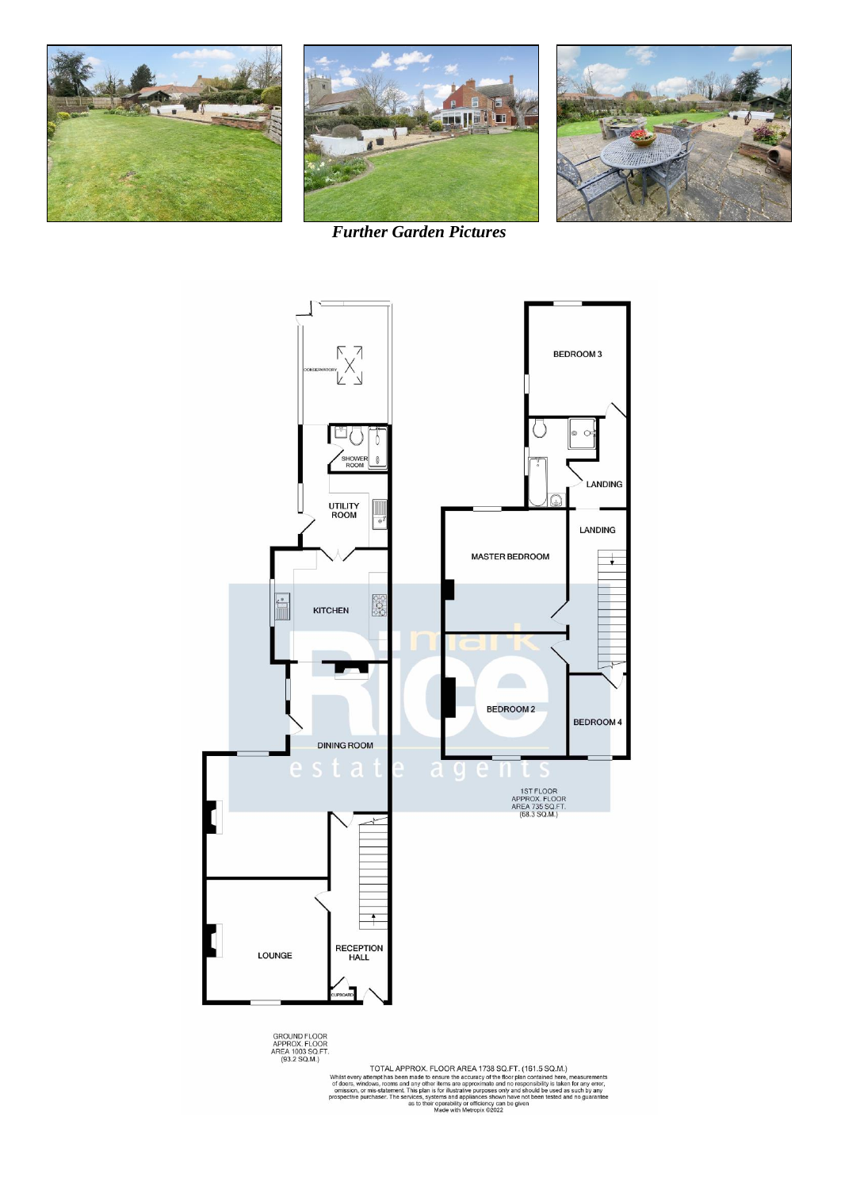*Further Garden Pictures*

CONSERVATORY

SHOWER ROOM

UTILITY ROOM

KITCHEN

DINING ROOM

LOUNGE

RECEPTION HALL

CUPBOARD

BEDROOM 3

LANDING

LANDING

MASTER BEDROOM

BEDROOM 2

BEDROOM 4

GROUND FLOOR APPROX. FLOOR AREA 1003 SQ.FT. (93.2 SQ.M.)

1ST FLOOR APPROX. FLOOR AREA 735 SQ.FT. (68.3 SQ.M.)

TOTAL APPROX. FLOOR AREA 1738 SQ.FT. (161.5 SQ.M.)

Whilst every attempt has been made to ensure the accuracy of the floor plan contained here, measurements of doors, windows, rooms and any other items are approximate and no responsibility is taken for any error, omission, or mis-statement. This plan is for illustrative purposes only and should be used as such by any prospective purchaser. The services, systems and appliances shown have not been tested and no guarantee as to their operability or efficiency can be given

Made with Metropix ©2022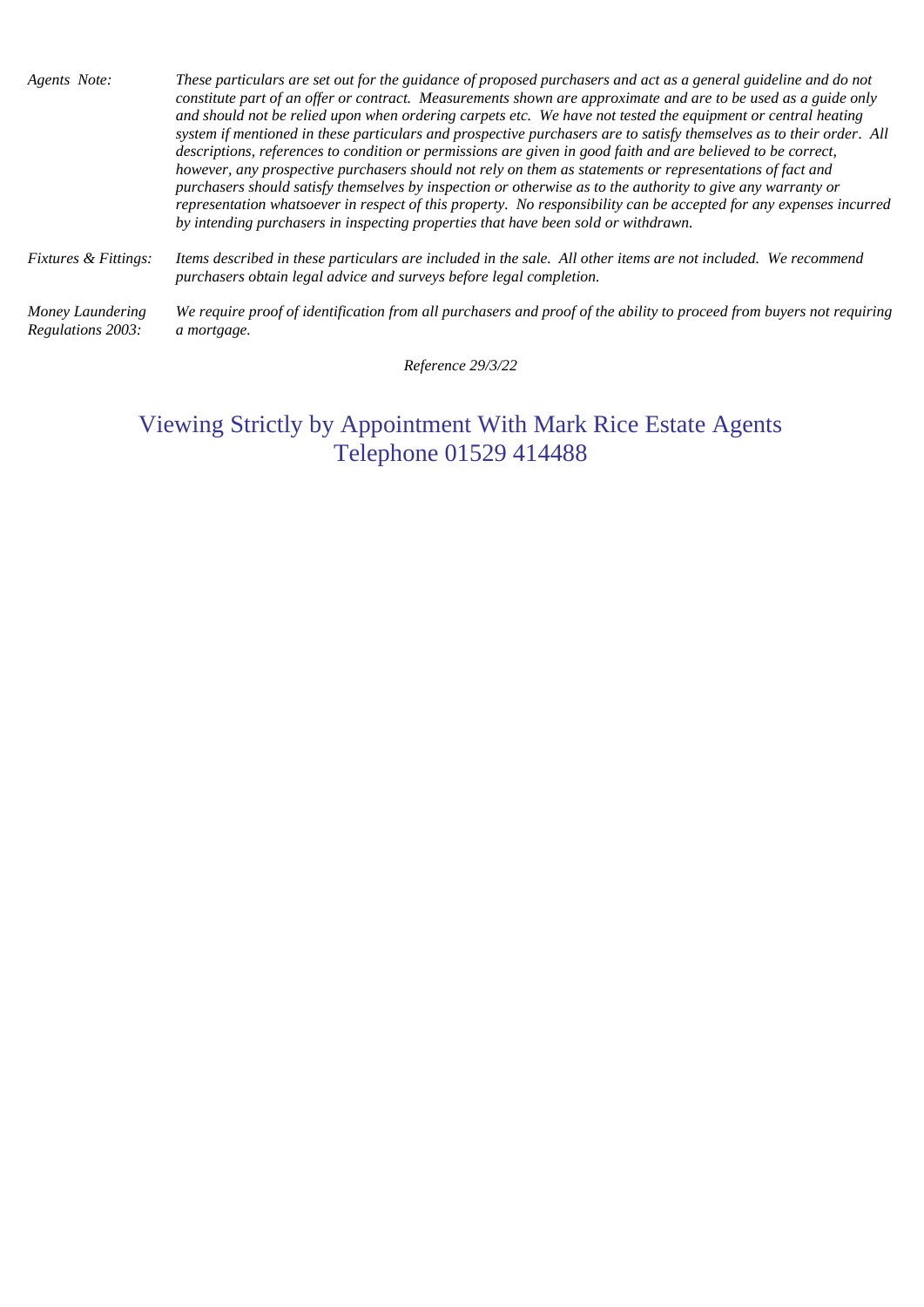*Agents Note:* *These particulars are set out for the guidance of proposed purchasers and act as a general guideline and do not constitute part of an offer or contract. Measurements shown are approximate and are to be used as a guide only and should not be relied upon when ordering carpets etc. We have not tested the equipment or central heating system if mentioned in these particulars and prospective purchasers are to satisfy themselves as to their order. All descriptions, references to condition or permissions are given in good faith and are believed to be correct, however, any prospective purchasers should not rely on them as statements or representations of fact and purchasers should satisfy themselves by inspection or otherwise as to the authority to give any warranty or representation whatsoever in respect of this property. No responsibility can be accepted for any expenses incurred by intending purchasers in inspecting properties that have been sold or withdrawn.*

*Fixtures & Fittings:* *Items described in these particulars are included in the sale. All other items are not included. We recommend purchasers obtain legal advice and surveys before legal completion.*

*Money Laundering Regulations 2003:* *We require proof of identification from all purchasers and proof of the ability to proceed from buyers not requiring a mortgage.*

*Reference 29/3/22*

Viewing Strictly by Appointment With Mark Rice Estate Agents
Telephone 01529 414488